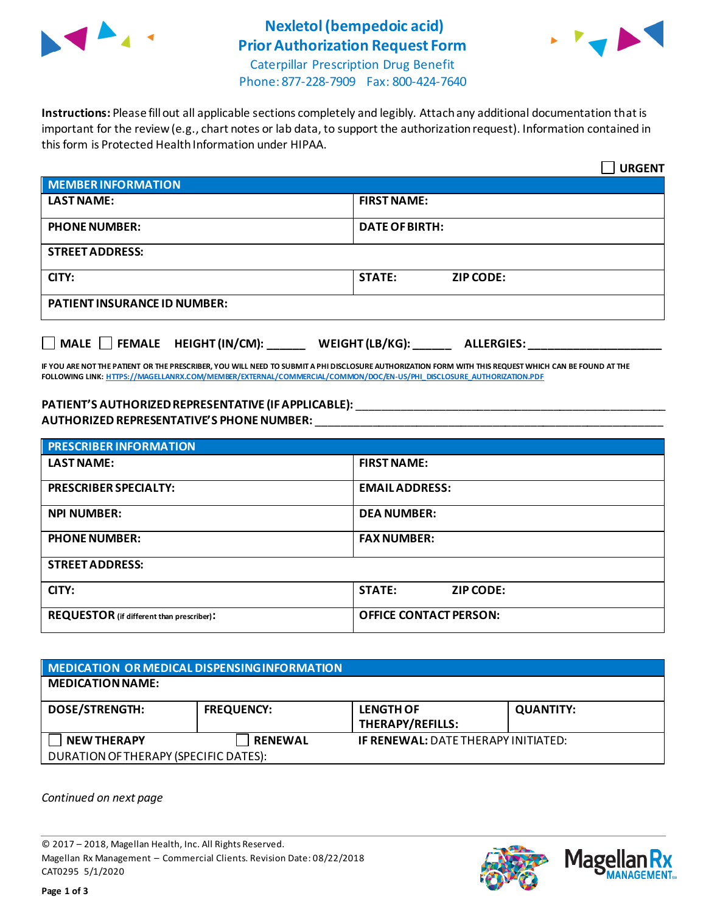# Nexletol (bempedoic acid) Prior Authorization Request Form

Caterpillar Prescription Drug Benefit
Phone: 877-228-7909 Fax: 800-424-7640

**Instructions:** Please fill out all applicable sections completely and legibly. Attach any additional documentation that is important for the review (e.g., chart notes or lab data, to support the authorization request). Information contained in this form is Protected Health Information under HIPAA.

☐ **URGENT**

| **MEMBER INFORMATION** | |
|---|---|
| **LAST NAME:** | **FIRST NAME:** |
| **PHONE NUMBER:** | **DATE OF BIRTH:** |
| **STREET ADDRESS:** | |
| **CITY:** | **STATE:** **ZIP CODE:** |
| **PATIENT INSURANCE ID NUMBER:** | |

☐ **MALE** ☐ **FEMALE** **HEIGHT (IN/CM):** ______ **WEIGHT (LB/KG):** ______ **ALLERGIES:** ____________________

**IF YOU ARE NOT THE PATIENT OR THE PRESCRIBER, YOU WILL NEED TO SUBMIT A PHI DISCLOSURE AUTHORIZATION FORM WITH THIS REQUEST WHICH CAN BE FOUND AT THE FOLLOWING LINK:** HTTPS://MAGELLANRX.COM/MEMBER/EXTERNAL/COMMERCIAL/COMMON/DOC/EN-US/PHI_DISCLOSURE_AUTHORIZATION.PDF

**PATIENT'S AUTHORIZED REPRESENTATIVE (IF APPLICABLE):** ____________________________________________

**AUTHORIZED REPRESENTATIVE'S PHONE NUMBER:** ____________________________________________

| **PRESCRIBER INFORMATION** | |
|---|---|
| **LAST NAME:** | **FIRST NAME:** |
| **PRESCRIBER SPECIALTY:** | **EMAIL ADDRESS:** |
| **NPI NUMBER:** | **DEA NUMBER:** |
| **PHONE NUMBER:** | **FAX NUMBER:** |
| **STREET ADDRESS:** | |
| **CITY:** | **STATE:** **ZIP CODE:** |
| **REQUESTOR** (if different than prescriber)**:** | **OFFICE CONTACT PERSON:** |

| **MEDICATION OR MEDICAL DISPENSING INFORMATION** | | | |
|---|---|---|---|
| **MEDICATION NAME:** | | | |
| **DOSE/STRENGTH:** | **FREQUENCY:** | **LENGTH OF THERAPY/REFILLS:** | **QUANTITY:** |
| ☐ **NEW THERAPY** | ☐ **RENEWAL** | **IF RENEWAL:** DATE THERAPY INITIATED: | |
| DURATION OF THERAPY (SPECIFIC DATES): | | | |

*Continued on next page*

© 2017 – 2018, Magellan Health, Inc. All Rights Reserved.
Magellan Rx Management – Commercial Clients. Revision Date: 08/22/2018
CAT0295 5/1/2020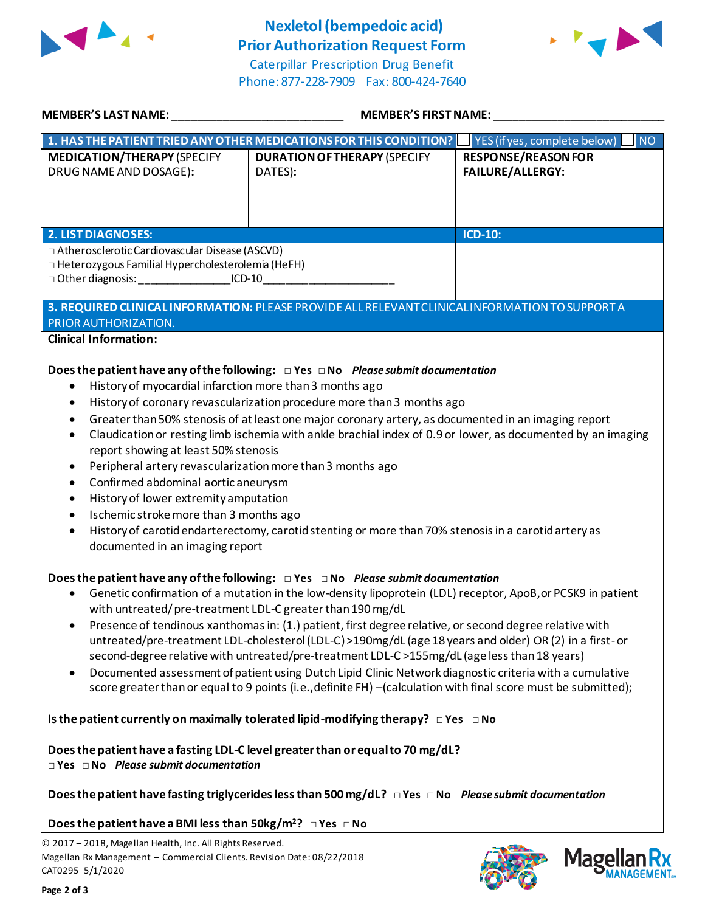# Nexletol (bempedoic acid) Prior Authorization Request Form

Caterpillar Prescription Drug Benefit
Phone: 877-228-7909 Fax: 800-424-7640

**MEMBER'S LAST NAME:** ___________________________ **MEMBER'S FIRST NAME:** ___________________________

| **1. HAS THE PATIENT TRIED ANY OTHER MEDICATIONS FOR THIS CONDITION?** ☐ YES (if yes, complete below) ☐ NO | | |
|---|---|---|
| **MEDICATION/THERAPY** (SPECIFY DRUG NAME AND DOSAGE): | **DURATION OF THERAPY** (SPECIFY DATES): | **RESPONSE/REASON FOR FAILURE/ALLERGY:** |
| | | |

| **2. LIST DIAGNOSES:** | **ICD-10:** |
|---|---|
| □ Atherosclerotic Cardiovascular Disease (ASCVD)<br>□ Heterozygous Familial Hypercholesterolemia (HeFH)<br>□ Other diagnosis: _______________ICD-10______________________ | |

**3. REQUIRED CLINICAL INFORMATION:** PLEASE PROVIDE ALL RELEVANT CLINICAL INFORMATION TO SUPPORT A PRIOR AUTHORIZATION.

**Clinical Information:**

**Does the patient have any of the following:** □ **Yes** □ **No** ***Please submit documentation***

- History of myocardial infarction more than 3 months ago
- History of coronary revascularization procedure more than 3 months ago
- Greater than 50% stenosis of at least one major coronary artery, as documented in an imaging report
- Claudication or resting limb ischemia with ankle brachial index of 0.9 or lower, as documented by an imaging report showing at least 50% stenosis
- Peripheral artery revascularization more than 3 months ago
- Confirmed abdominal aortic aneurysm
- History of lower extremity amputation
- Ischemic stroke more than 3 months ago
- History of carotid endarterectomy, carotid stenting or more than 70% stenosis in a carotid artery as documented in an imaging report

**Does the patient have any of the following:** □ **Yes** □ **No** ***Please submit documentation***

- Genetic confirmation of a mutation in the low-density lipoprotein (LDL) receptor, ApoB, or PCSK9 in patient with untreated/ pre-treatment LDL-C greater than 190 mg/dL
- Presence of tendinous xanthomas in: (1.) patient, first degree relative, or second degree relative with untreated/pre-treatment LDL-cholesterol (LDL-C) >190mg/dL (age 18 years and older) OR (2) in a first- or second-degree relative with untreated/pre-treatment LDL-C >155mg/dL (age less than 18 years)
- Documented assessment of patient using Dutch Lipid Clinic Network diagnostic criteria with a cumulative score greater than or equal to 9 points (i.e., definite FH) –(calculation with final score must be submitted);

**Is the patient currently on maximally tolerated lipid-modifying therapy?** □ **Yes** □ **No**

**Does the patient have a fasting LDL-C level greater than or equal to 70 mg/dL?**
□ **Yes** □ **No** ***Please submit documentation***

**Does the patient have fasting triglycerides less than 500 mg/dL?** □ **Yes** □ **No** ***Please submit documentation***

**Does the patient have a BMI less than 50kg/m²?** □ **Yes** □ **No**

© 2017 – 2018, Magellan Health, Inc. All Rights Reserved.
Magellan Rx Management – Commercial Clients. Revision Date: 08/22/2018
CAT0295 5/1/2020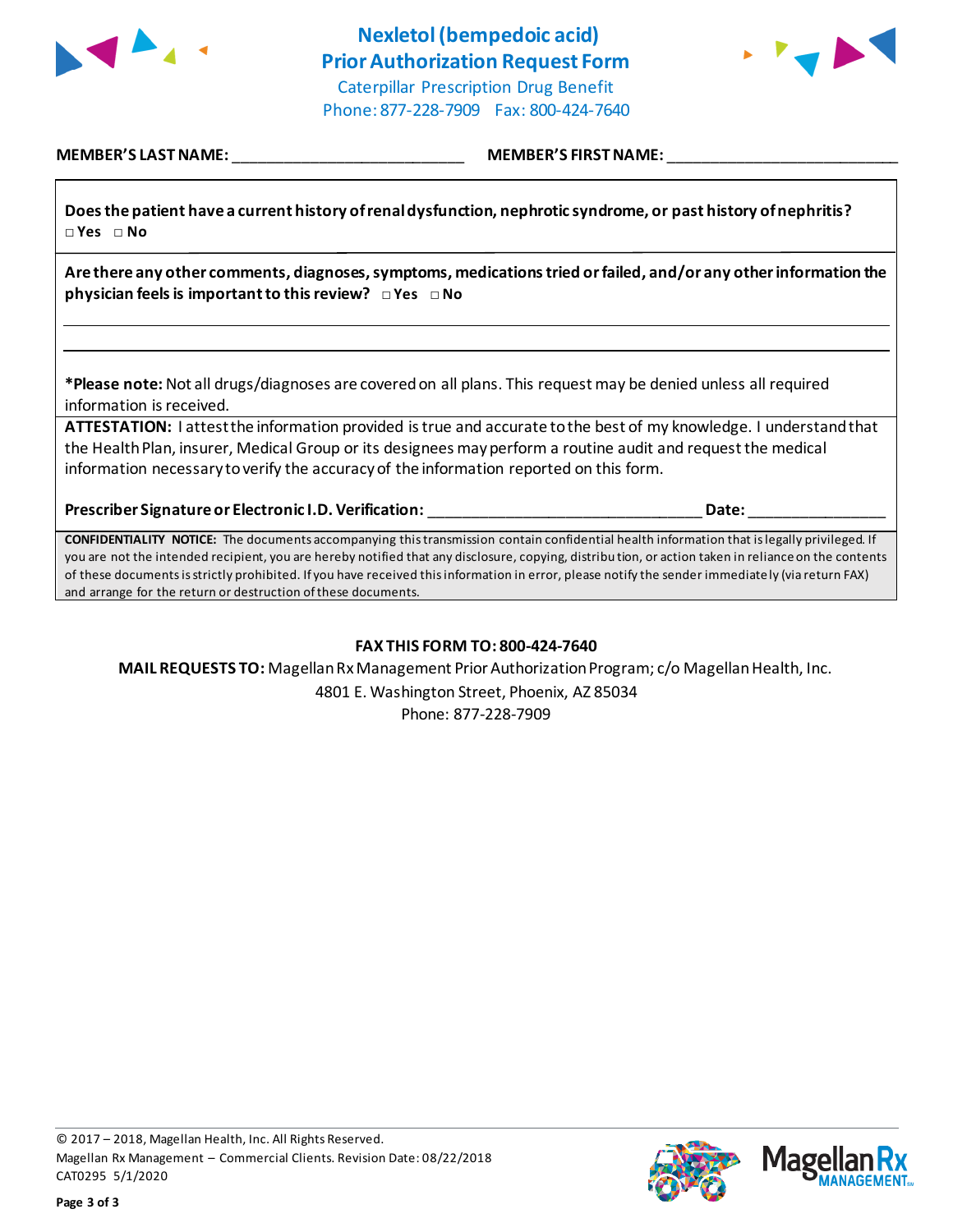# Nexletol (bempedoic acid)
## Prior Authorization Request Form

Caterpillar Prescription Drug Benefit
Phone: 877-228-7909 Fax: 800-424-7640

**MEMBER'S LAST NAME:** ___________________________ **MEMBER'S FIRST NAME:** ___________________________

**Does the patient have a current history of renal dysfunction, nephrotic syndrome, or past history of nephritis?**
□ **Yes** □ **No**

**Are there any other comments, diagnoses, symptoms, medications tried or failed, and/or any other information the physician feels is important to this review?** □ **Yes** □ **No**

_______________________________________________

_______________________________________________

***Please note:** Not all drugs/diagnoses are covered on all plans. This request may be denied unless all required information is received.

**ATTESTATION:** I attest the information provided is true and accurate to the best of my knowledge. I understand that the Health Plan, insurer, Medical Group or its designees may perform a routine audit and request the medical information necessary to verify the accuracy of the information reported on this form.

**Prescriber Signature or Electronic I.D. Verification:** _______________________________ **Date:** ________________

**CONFIDENTIALITY NOTICE:** The documents accompanying this transmission contain confidential health information that is legally privileged. If you are not the intended recipient, you are hereby notified that any disclosure, copying, distribution, or action taken in reliance on the contents of these documents is strictly prohibited. If you have received this information in error, please notify the sender immediately (via return FAX) and arrange for the return or destruction of these documents.

**FAX THIS FORM TO: 800-424-7640**

**MAIL REQUESTS TO:** Magellan Rx Management Prior Authorization Program; c/o Magellan Health, Inc.
4801 E. Washington Street, Phoenix, AZ 85034
Phone: 877-228-7909

© 2017 – 2018, Magellan Health, Inc. All Rights Reserved.
Magellan Rx Management – Commercial Clients. Revision Date: 08/22/2018
CAT0295 5/1/2020